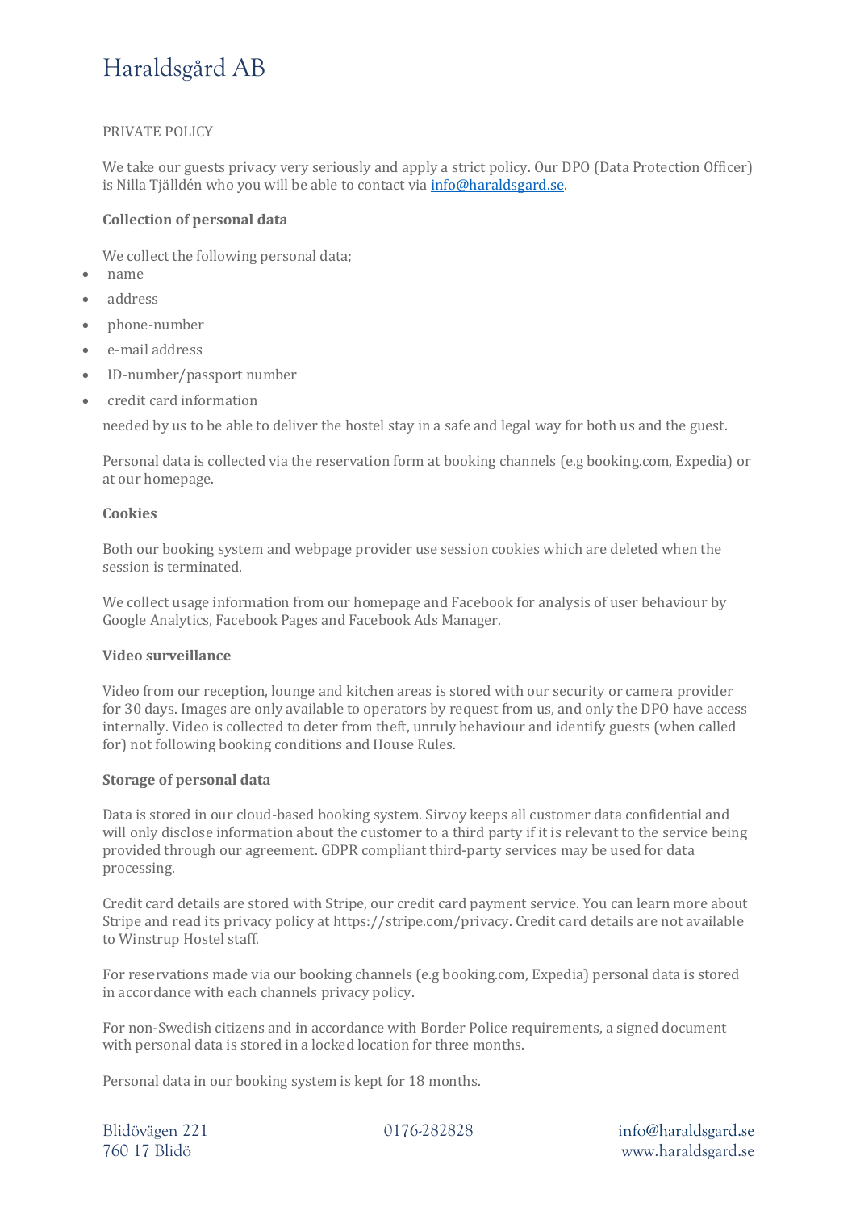# Haraldsgård AB

PRIVATE POLICY

We take our guests privacy very seriously and apply a strict policy. Our DPO (Data Protection Officer) is Nilla Tjälldén who you will be able to contact via info@haraldsgard.se.

**Collection of personal data**

We collect the following personal data;

- name
- address
- phone-number
- e-mail address
- ID-number/passport number
- credit card information

needed by us to be able to deliver the hostel stay in a safe and legal way for both us and the guest.

Personal data is collected via the reservation form at booking channels (e.g booking.com, Expedia) or at our homepage.

**Cookies**

Both our booking system and webpage provider use session cookies which are deleted when the session is terminated.

We collect usage information from our homepage and Facebook for analysis of user behaviour by Google Analytics, Facebook Pages and Facebook Ads Manager.

**Video surveillance**

Video from our reception, lounge and kitchen areas is stored with our security or camera provider for 30 days. Images are only available to operators by request from us, and only the DPO have access internally. Video is collected to deter from theft, unruly behaviour and identify guests (when called for) not following booking conditions and House Rules.

**Storage of personal data**

Data is stored in our cloud-based booking system. Sirvoy keeps all customer data confidential and will only disclose information about the customer to a third party if it is relevant to the service being provided through our agreement. GDPR compliant third-party services may be used for data processing.

Credit card details are stored with Stripe, our credit card payment service. You can learn more about Stripe and read its privacy policy at https://stripe.com/privacy. Credit card details are not available to Winstrup Hostel staff.

For reservations made via our booking channels (e.g booking.com, Expedia) personal data is stored in accordance with each channels privacy policy.

For non-Swedish citizens and in accordance with Border Police requirements, a signed document with personal data is stored in a locked location for three months.

Personal data in our booking system is kept for 18 months.

Blidövägen 221
760 17 Blidö

0176-282828

info@haraldsgard.se
www.haraldsgard.se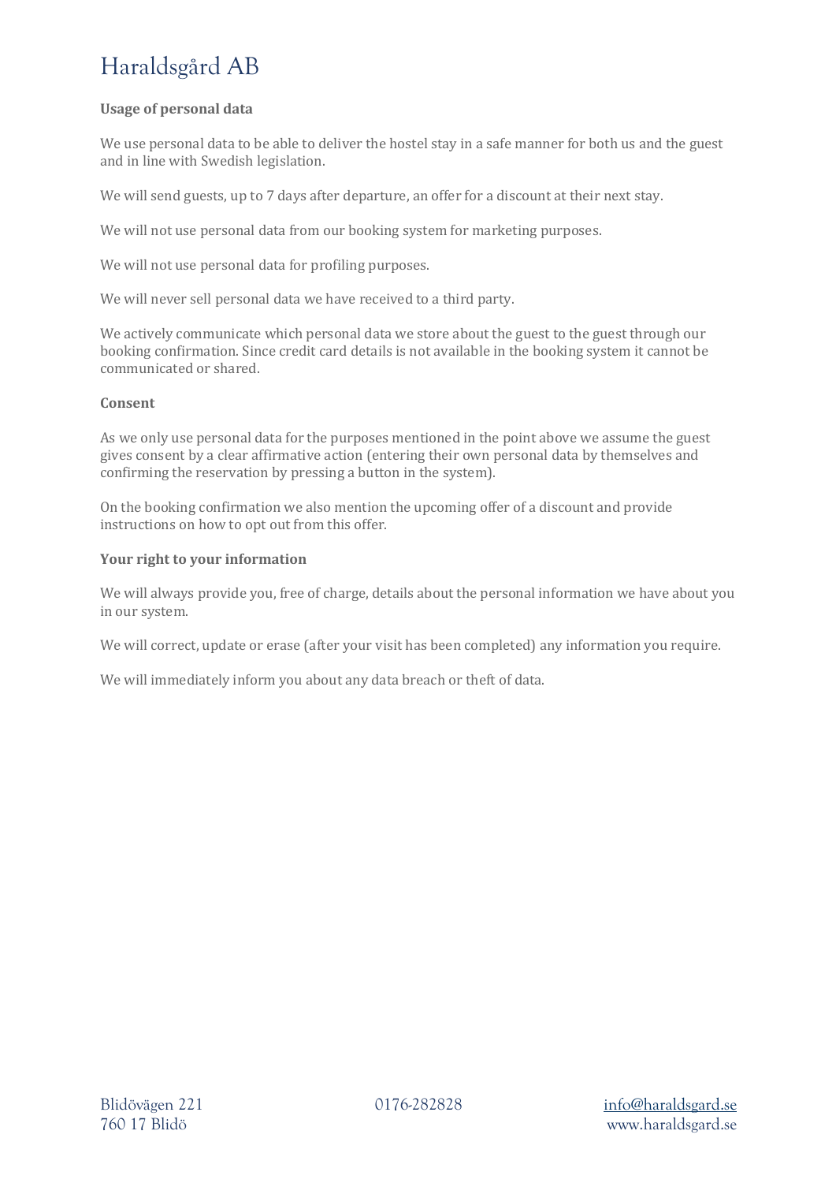**Usage of personal data**

We use personal data to be able to deliver the hostel stay in a safe manner for both us and the guest and in line with Swedish legislation.

We will send guests, up to 7 days after departure, an offer for a discount at their next stay.

We will not use personal data from our booking system for marketing purposes.

We will not use personal data for profiling purposes.

We will never sell personal data we have received to a third party.

We actively communicate which personal data we store about the guest to the guest through our booking confirmation. Since credit card details is not available in the booking system it cannot be communicated or shared.

**Consent**

As we only use personal data for the purposes mentioned in the point above we assume the guest gives consent by a clear affirmative action (entering their own personal data by themselves and confirming the reservation by pressing a button in the system).

On the booking confirmation we also mention the upcoming offer of a discount and provide instructions on how to opt out from this offer.

**Your right to your information**

We will always provide you, free of charge, details about the personal information we have about you in our system.

We will correct, update or erase (after your visit has been completed) any information you require.

We will immediately inform you about any data breach or theft of data.